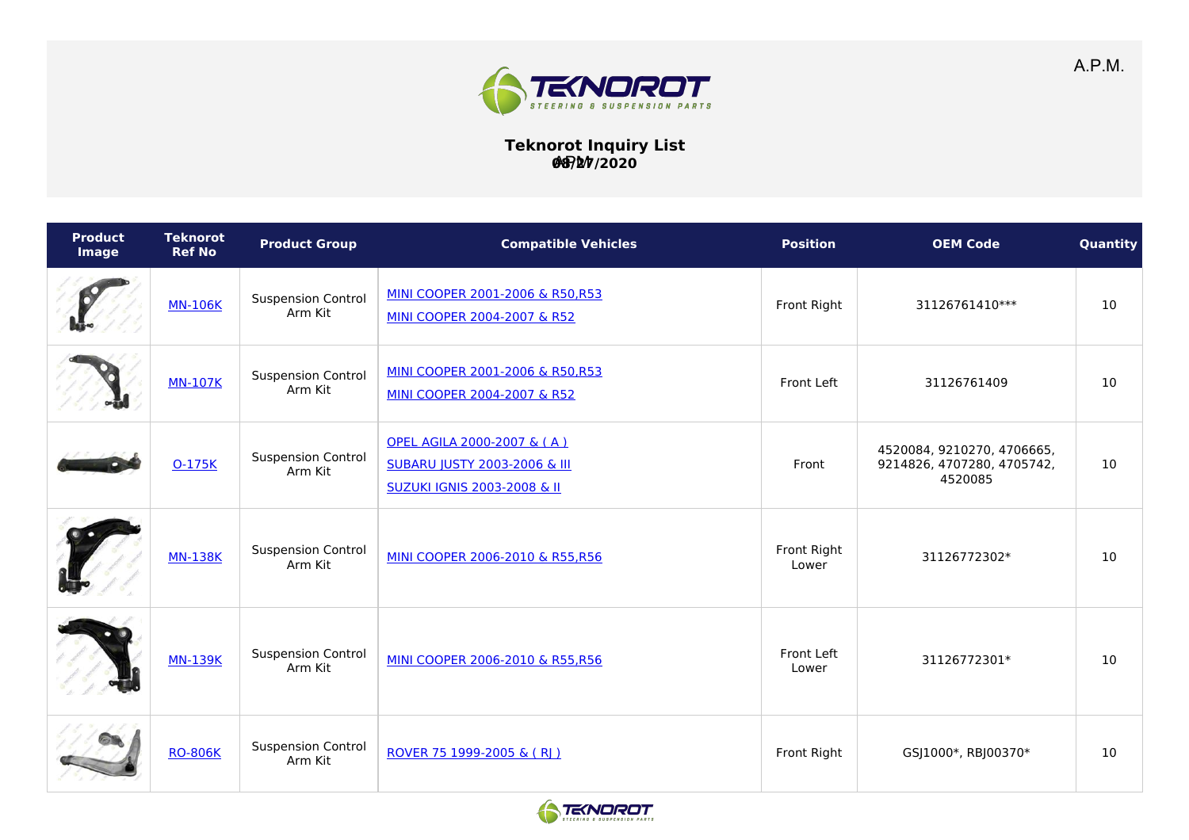A.P.M.

# Teknorot Inquiry List

**08/17/2020**

| Product Image | Teknorot Ref No | Product Group | Compatible Vehicles | Position | OEM Code | Quantity |
|---|---|---|---|---|---|---|
| | MN-106K | Suspension Control Arm Kit | MINI COOPER 2001-2006 & R50,R53<br>MINI COOPER 2004-2007 & R52 | Front Right | 31126761410*** | 10 |
| | MN-107K | Suspension Control Arm Kit | MINI COOPER 2001-2006 & R50,R53<br>MINI COOPER 2004-2007 & R52 | Front Left | 31126761409 | 10 |
| | O-175K | Suspension Control Arm Kit | OPEL AGILA 2000-2007 & ( A )<br>SUBARU JUSTY 2003-2006 & III<br>SUZUKI IGNIS 2003-2008 & II | Front | 4520084, 9210270, 4706665, 9214826, 4707280, 4705742, 4520085 | 10 |
| | MN-138K | Suspension Control Arm Kit | MINI COOPER 2006-2010 & R55,R56 | Front Right Lower | 31126772302* | 10 |
| | MN-139K | Suspension Control Arm Kit | MINI COOPER 2006-2010 & R55,R56 | Front Left Lower | 31126772301* | 10 |
| | RO-806K | Suspension Control Arm Kit | ROVER 75 1999-2005 & ( RJ ) | Front Right | GSJ1000*, RBJ00370* | 10 |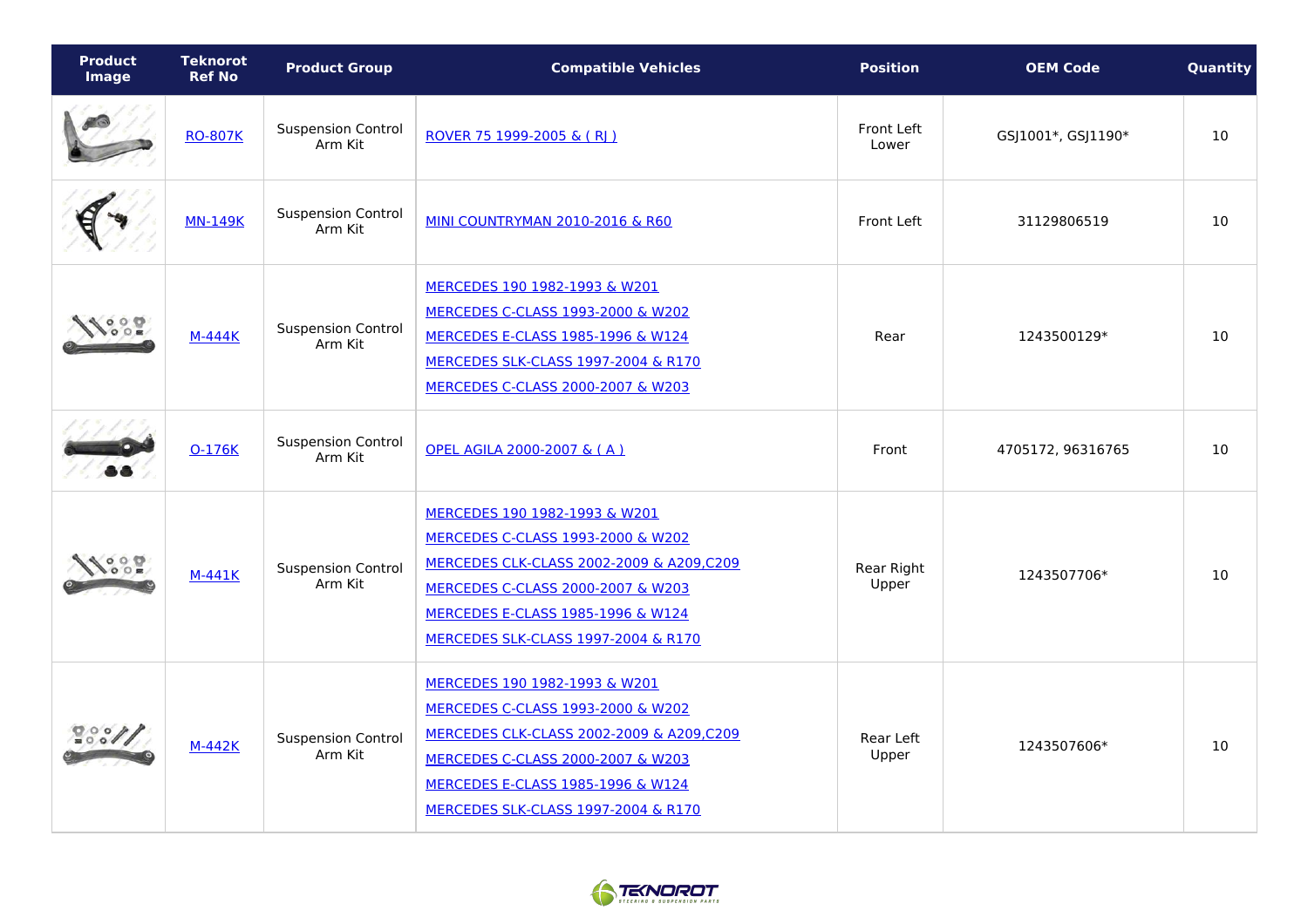| Product Image | Teknorot Ref No | Product Group | Compatible Vehicles | Position | OEM Code | Quantity |
|---|---|---|---|---|---|---|
| | RO-807K | Suspension Control Arm Kit | ROVER 75 1999-2005 & ( RJ ) | Front Left Lower | GSJ1001*, GSJ1190* | 10 |
| | MN-149K | Suspension Control Arm Kit | MINI COUNTRYMAN 2010-2016 & R60 | Front Left | 31129806519 | 10 |
| | M-444K | Suspension Control Arm Kit | MERCEDES 190 1982-1993 & W201<br>MERCEDES C-CLASS 1993-2000 & W202<br>MERCEDES E-CLASS 1985-1996 & W124<br>MERCEDES SLK-CLASS 1997-2004 & R170<br>MERCEDES C-CLASS 2000-2007 & W203 | Rear | 1243500129* | 10 |
| | O-176K | Suspension Control Arm Kit | OPEL AGILA 2000-2007 & ( A ) | Front | 4705172, 96316765 | 10 |
| | M-441K | Suspension Control Arm Kit | MERCEDES 190 1982-1993 & W201<br>MERCEDES C-CLASS 1993-2000 & W202<br>MERCEDES CLK-CLASS 2002-2009 & A209,C209<br>MERCEDES C-CLASS 2000-2007 & W203<br>MERCEDES E-CLASS 1985-1996 & W124<br>MERCEDES SLK-CLASS 1997-2004 & R170 | Rear Right Upper | 1243507706* | 10 |
| | M-442K | Suspension Control Arm Kit | MERCEDES 190 1982-1993 & W201<br>MERCEDES C-CLASS 1993-2000 & W202<br>MERCEDES CLK-CLASS 2002-2009 & A209,C209<br>MERCEDES C-CLASS 2000-2007 & W203<br>MERCEDES E-CLASS 1985-1996 & W124<br>MERCEDES SLK-CLASS 1997-2004 & R170 | Rear Left Upper | 1243507606* | 10 |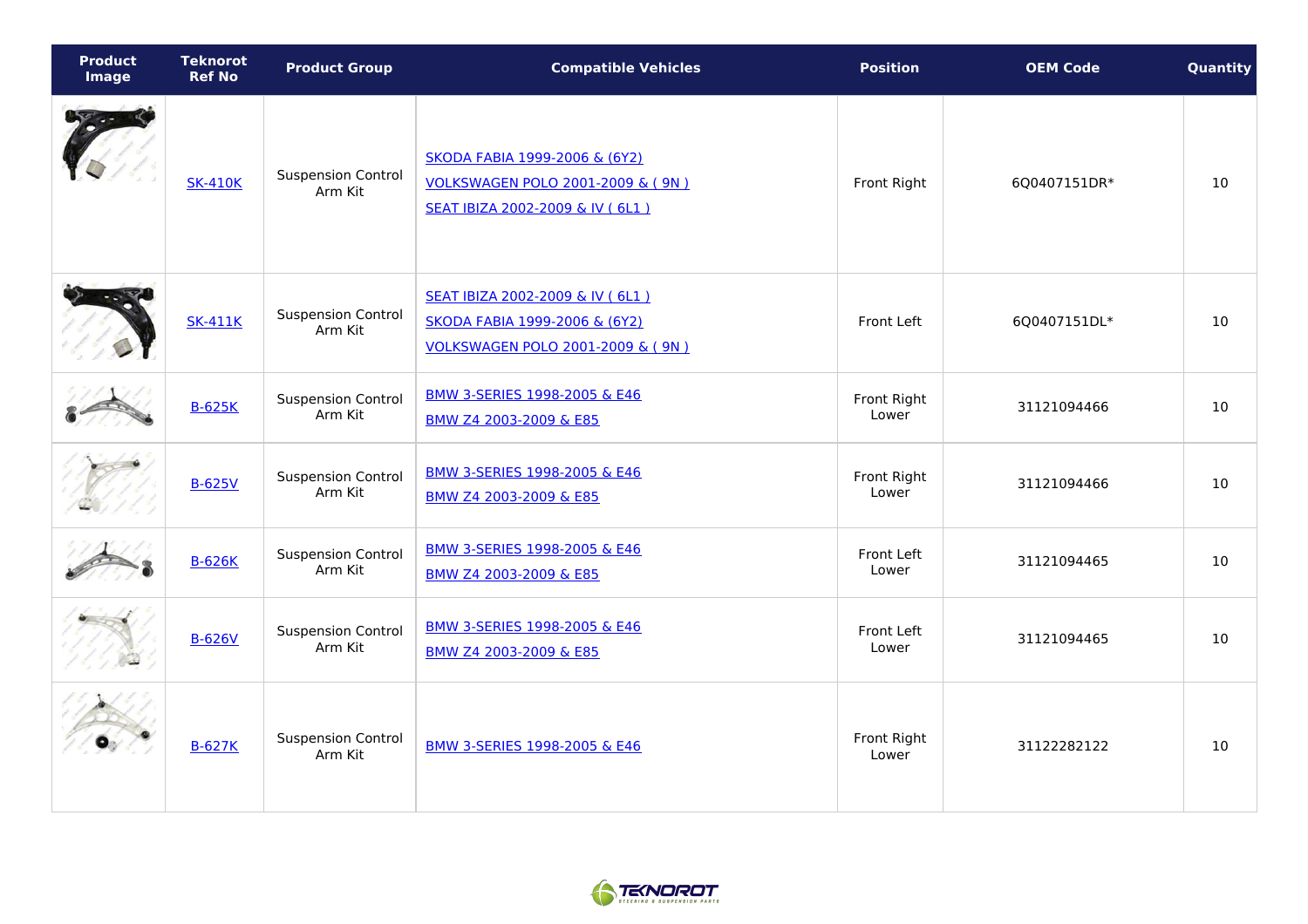| Product Image | Teknorot Ref No | Product Group | Compatible Vehicles | Position | OEM Code | Quantity |
| --- | --- | --- | --- | --- | --- | --- |
| | SK-410K | Suspension Control Arm Kit | SKODA FABIA 1999-2006 & (6Y2)<br>VOLKSWAGEN POLO 2001-2009 & ( 9N )<br>SEAT IBIZA 2002-2009 & IV ( 6L1 ) | Front Right | 6Q0407151DR* | 10 |
| | SK-411K | Suspension Control Arm Kit | SEAT IBIZA 2002-2009 & IV ( 6L1 )<br>SKODA FABIA 1999-2006 & (6Y2)<br>VOLKSWAGEN POLO 2001-2009 & ( 9N ) | Front Left | 6Q0407151DL* | 10 |
| | B-625K | Suspension Control Arm Kit | BMW 3-SERIES 1998-2005 & E46<br>BMW Z4 2003-2009 & E85 | Front Right Lower | 31121094466 | 10 |
| | B-625V | Suspension Control Arm Kit | BMW 3-SERIES 1998-2005 & E46<br>BMW Z4 2003-2009 & E85 | Front Right Lower | 31121094466 | 10 |
| | B-626K | Suspension Control Arm Kit | BMW 3-SERIES 1998-2005 & E46<br>BMW Z4 2003-2009 & E85 | Front Left Lower | 31121094465 | 10 |
| | B-626V | Suspension Control Arm Kit | BMW 3-SERIES 1998-2005 & E46<br>BMW Z4 2003-2009 & E85 | Front Left Lower | 31121094465 | 10 |
| | B-627K | Suspension Control Arm Kit | BMW 3-SERIES 1998-2005 & E46 | Front Right Lower | 31122282122 | 10 |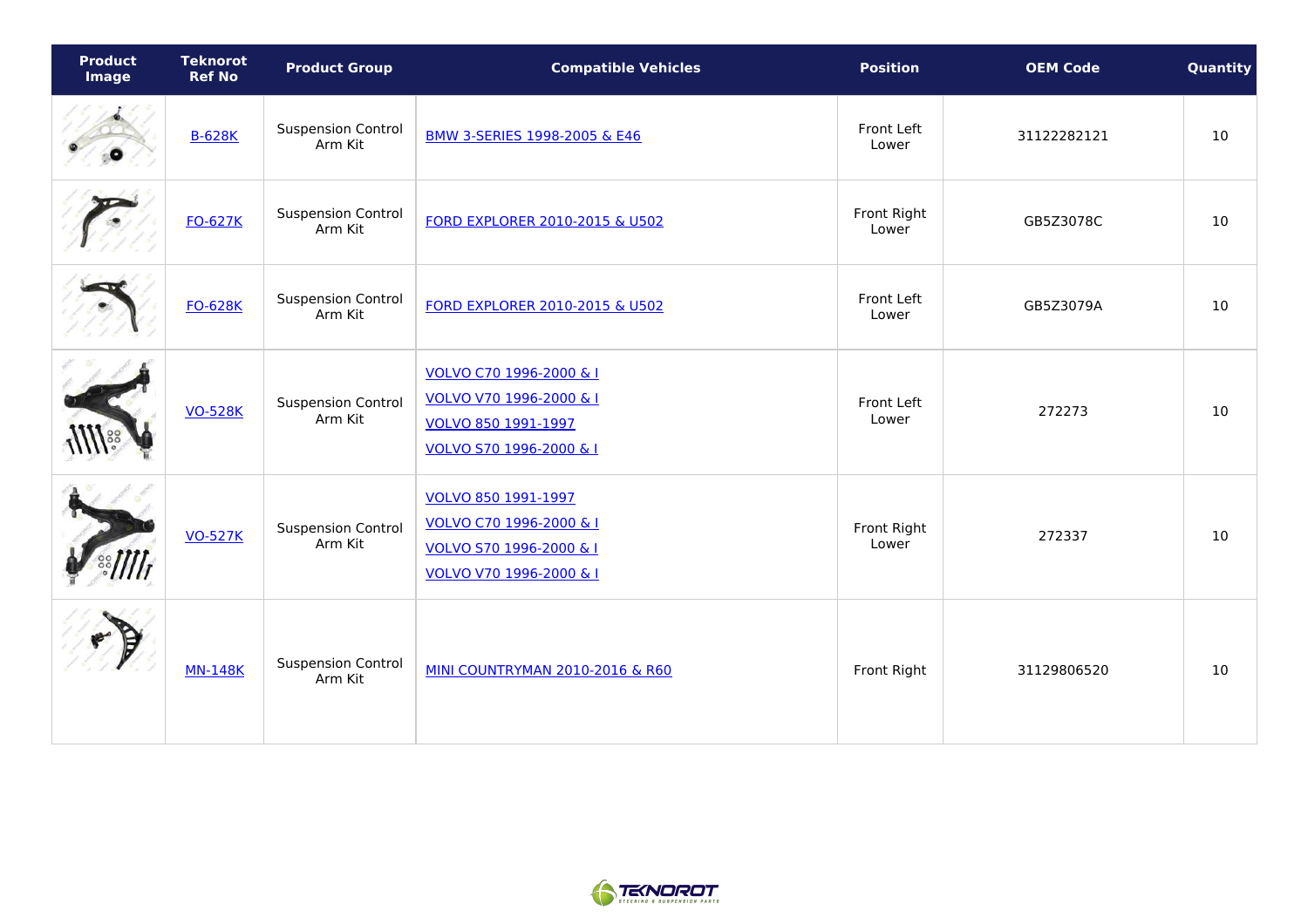| Product Image | Teknorot Ref No | Product Group | Compatible Vehicles | Position | OEM Code | Quantity |
|---|---|---|---|---|---|---|
| | B-628K | Suspension Control Arm Kit | BMW 3-SERIES 1998-2005 & E46 | Front Left Lower | 31122282121 | 10 |
| | FO-627K | Suspension Control Arm Kit | FORD EXPLORER 2010-2015 & U502 | Front Right Lower | GB5Z3078C | 10 |
| | FO-628K | Suspension Control Arm Kit | FORD EXPLORER 2010-2015 & U502 | Front Left Lower | GB5Z3079A | 10 |
| | VO-528K | Suspension Control Arm Kit | VOLVO C70 1996-2000 & I<br>VOLVO V70 1996-2000 & I<br>VOLVO 850 1991-1997<br>VOLVO S70 1996-2000 & I | Front Left Lower | 272273 | 10 |
| | VO-527K | Suspension Control Arm Kit | VOLVO 850 1991-1997<br>VOLVO C70 1996-2000 & I<br>VOLVO S70 1996-2000 & I<br>VOLVO V70 1996-2000 & I | Front Right Lower | 272337 | 10 |
| | MN-148K | Suspension Control Arm Kit | MINI COUNTRYMAN 2010-2016 & R60 | Front Right | 31129806520 | 10 |